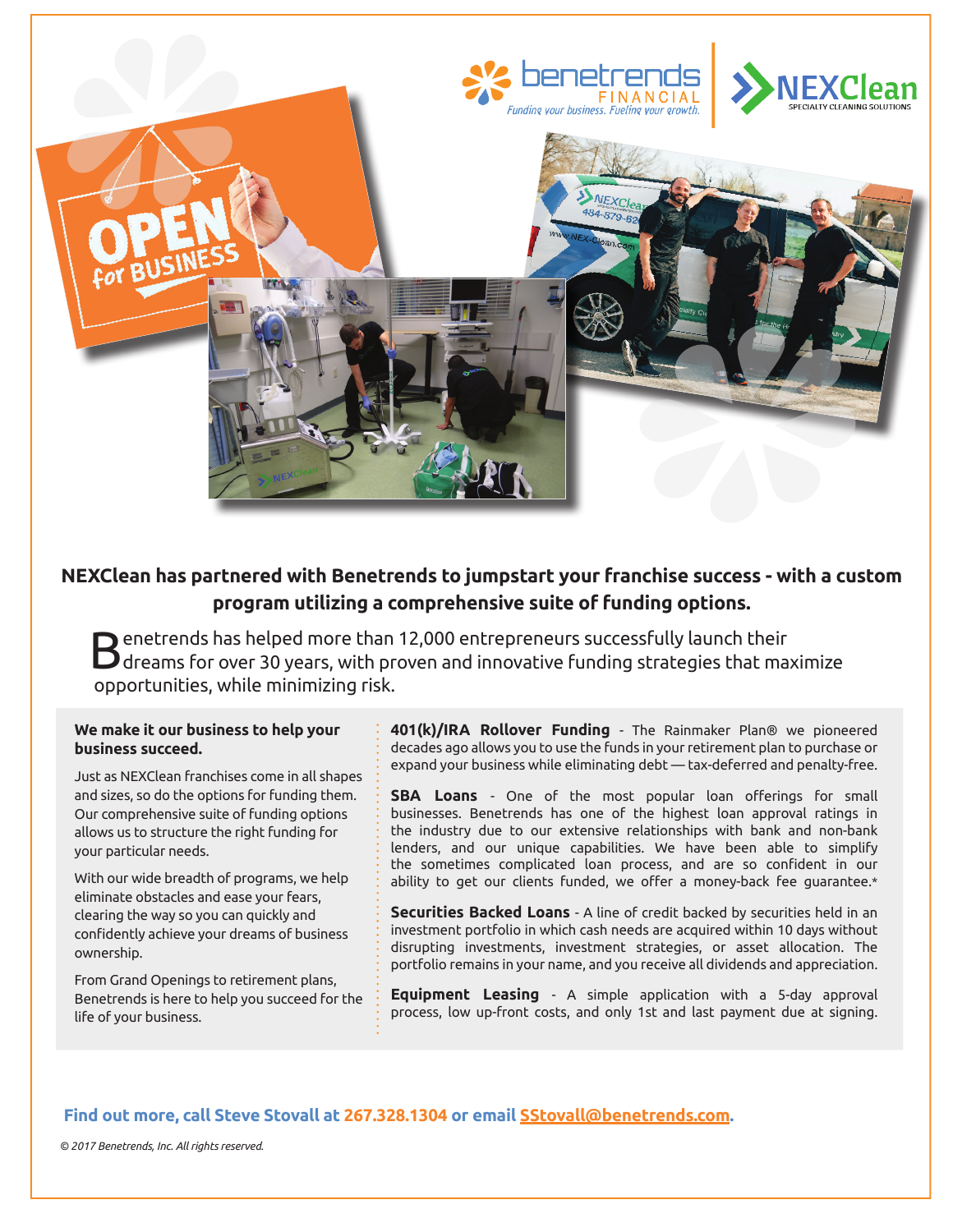benetrends FINANCIAL
*Funding your business. Fueling your growth.*

NEXClean SPECIALTY CLEANING SOLUTIONS

**NEXClean has partnered with Benetrends to jumpstart your franchise success - with a custom program utilizing a comprehensive suite of funding options.**

Benetrends has helped more than 12,000 entrepreneurs successfully launch their dreams for over 30 years, with proven and innovative funding strategies that maximize opportunities, while minimizing risk.

**We make it our business to help your business succeed.**

Just as NEXClean franchises come in all shapes and sizes, so do the options for funding them. Our comprehensive suite of funding options allows us to structure the right funding for your particular needs.

With our wide breadth of programs, we help eliminate obstacles and ease your fears, clearing the way so you can quickly and confidently achieve your dreams of business ownership.

From Grand Openings to retirement plans, Benetrends is here to help you succeed for the life of your business.

**401(k)/IRA Rollover Funding** - The Rainmaker Plan® we pioneered decades ago allows you to use the funds in your retirement plan to purchase or expand your business while eliminating debt — tax-deferred and penalty-free.

**SBA Loans** - One of the most popular loan offerings for small businesses. Benetrends has one of the highest loan approval ratings in the industry due to our extensive relationships with bank and non-bank lenders, and our unique capabilities. We have been able to simplify the sometimes complicated loan process, and are so confident in our ability to get our clients funded, we offer a money-back fee guarantee.*

**Securities Backed Loans** - A line of credit backed by securities held in an investment portfolio in which cash needs are acquired within 10 days without disrupting investments, investment strategies, or asset allocation. The portfolio remains in your name, and you receive all dividends and appreciation.

**Equipment Leasing** - A simple application with a 5-day approval process, low up-front costs, and only 1st and last payment due at signing.

**Find out more, call Steve Stovall at 267.328.1304 or email SStovall@benetrends.com.**

*© 2017 Benetrends, Inc. All rights reserved.*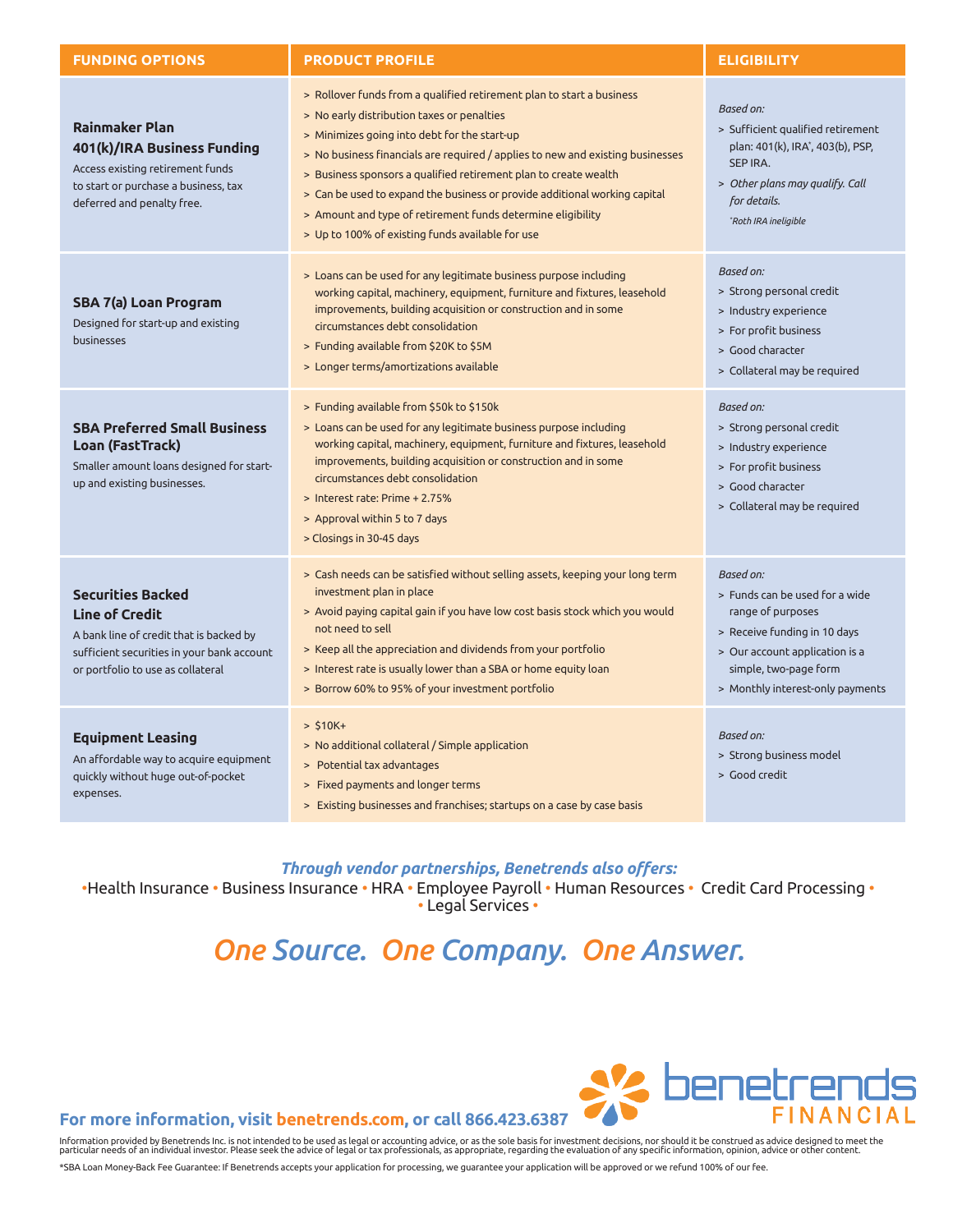| FUNDING OPTIONS | PRODUCT PROFILE | ELIGIBILITY |
|---|---|---|
| **Rainmaker Plan 401(k)/IRA Business Funding**<br>Access existing retirement funds to start or purchase a business, tax deferred and penalty free. | > Rollover funds from a qualified retirement plan to start a business<br>> No early distribution taxes or penalties<br>> Minimizes going into debt for the start-up<br>> No business financials are required / applies to new and existing businesses<br>> Business sponsors a qualified retirement plan to create wealth<br>> Can be used to expand the business or provide additional working capital<br>> Amount and type of retirement funds determine eligibility<br>> Up to 100% of existing funds available for use | *Based on:*<br>> Sufficient qualified retirement plan: 401(k), IRA*, 403(b), PSP, SEP IRA.<br>> *Other plans may qualify. Call for details.*<br>*\*Roth IRA ineligible* |
| **SBA 7(a) Loan Program**<br>Designed for start-up and existing businesses | > Loans can be used for any legitimate business purpose including working capital, machinery, equipment, furniture and fixtures, leasehold improvements, building acquisition or construction and in some circumstances debt consolidation<br>> Funding available from $20K to $5M<br>> Longer terms/amortizations available | *Based on:*<br>> Strong personal credit<br>> Industry experience<br>> For profit business<br>> Good character<br>> Collateral may be required |
| **SBA Preferred Small Business Loan (FastTrack)**<br>Smaller amount loans designed for start-up and existing businesses. | > Funding available from $50k to $150k<br>> Loans can be used for any legitimate business purpose including working capital, machinery, equipment, furniture and fixtures, leasehold improvements, building acquisition or construction and in some circumstances debt consolidation<br>> Interest rate: Prime + 2.75%<br>> Approval within 5 to 7 days<br>> Closings in 30-45 days | *Based on:*<br>> Strong personal credit<br>> Industry experience<br>> For profit business<br>> Good character<br>> Collateral may be required |
| **Securities Backed Line of Credit**<br>A bank line of credit that is backed by sufficient securities in your bank account or portfolio to use as collateral | > Cash needs can be satisfied without selling assets, keeping your long term investment plan in place<br>> Avoid paying capital gain if you have low cost basis stock which you would not need to sell<br>> Keep all the appreciation and dividends from your portfolio<br>> Interest rate is usually lower than a SBA or home equity loan<br>> Borrow 60% to 95% of your investment portfolio | *Based on:*<br>> Funds can be used for a wide range of purposes<br>> Receive funding in 10 days<br>> Our account application is a simple, two-page form<br>> Monthly interest-only payments |
| **Equipment Leasing**<br>An affordable way to acquire equipment quickly without huge out-of-pocket expenses. | > $10K+<br>> No additional collateral / Simple application<br>> Potential tax advantages<br>> Fixed payments and longer terms<br>> Existing businesses and franchises; startups on a case by case basis | *Based on:*<br>> Strong business model<br>> Good credit |

***Through vendor partnerships, Benetrends also offers:***

• Health Insurance • Business Insurance • HRA • Employee Payroll • Human Resources • Credit Card Processing • Legal Services •

## *One Source. One Company. One Answer.*

**For more information, visit benetrends.com, or call 866.423.6387**

benetrends FINANCIAL

Information provided by Benetrends Inc. is not intended to be used as legal or accounting advice, or as the sole basis for investment decisions, nor should it be construed as advice designed to meet the particular needs of an individual investor. Please seek the advice of legal or tax professionals, as appropriate, regarding the evaluation of any specific information, opinion, advice or other content.

*SBA Loan Money-Back Fee Guarantee: If Benetrends accepts your application for processing, we guarantee your application will be approved or we refund 100% of our fee.